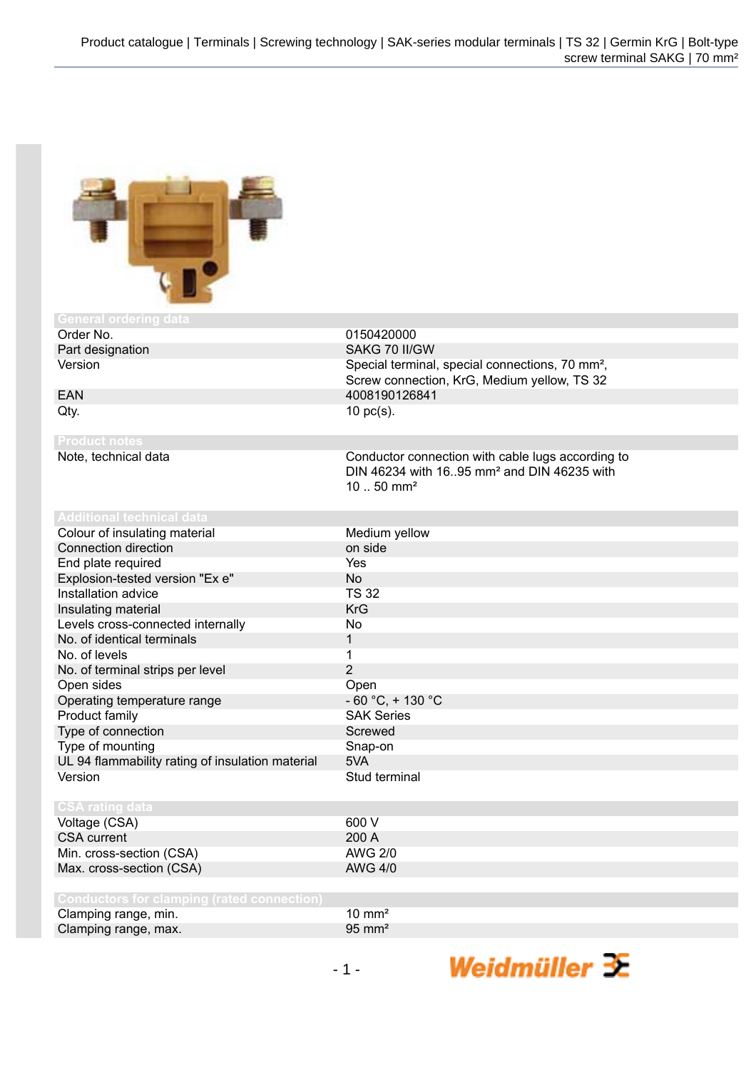## General ordering data

| | |
|---|---|
| Order No. | 0150420000 |
| Part designation | SAKG 70 II/GW |
| Version | Special terminal, special connections, 70 mm², Screw connection, KrG, Medium yellow, TS 32 |
| EAN | 4008190126841 |
| Qty. | 10 pc(s). |

## Product notes

| | |
|---|---|
| Note, technical data | Conductor connection with cable lugs according to DIN 46234 with 16..95 mm² and DIN 46235 with 10 .. 50 mm² |

## Additional technical data

| | |
|---|---|
| Colour of insulating material | Medium yellow |
| Connection direction | on side |
| End plate required | Yes |
| Explosion-tested version "Ex e" | No |
| Installation advice | TS 32 |
| Insulating material | KrG |
| Levels cross-connected internally | No |
| No. of identical terminals | 1 |
| No. of levels | 1 |
| No. of terminal strips per level | 2 |
| Open sides | Open |
| Operating temperature range | - 60 °C, + 130 °C |
| Product family | SAK Series |
| Type of connection | Screwed |
| Type of mounting | Snap-on |
| UL 94 flammability rating of insulation material | 5VA |
| Version | Stud terminal |

## CSA rating data

| | |
|---|---|
| Voltage (CSA) | 600 V |
| CSA current | 200 A |
| Min. cross-section (CSA) | AWG 2/0 |
| Max. cross-section (CSA) | AWG 4/0 |

## Conductors for clamping (rated connection)

| | |
|---|---|
| Clamping range, min. | 10 mm² |
| Clamping range, max. | 95 mm² |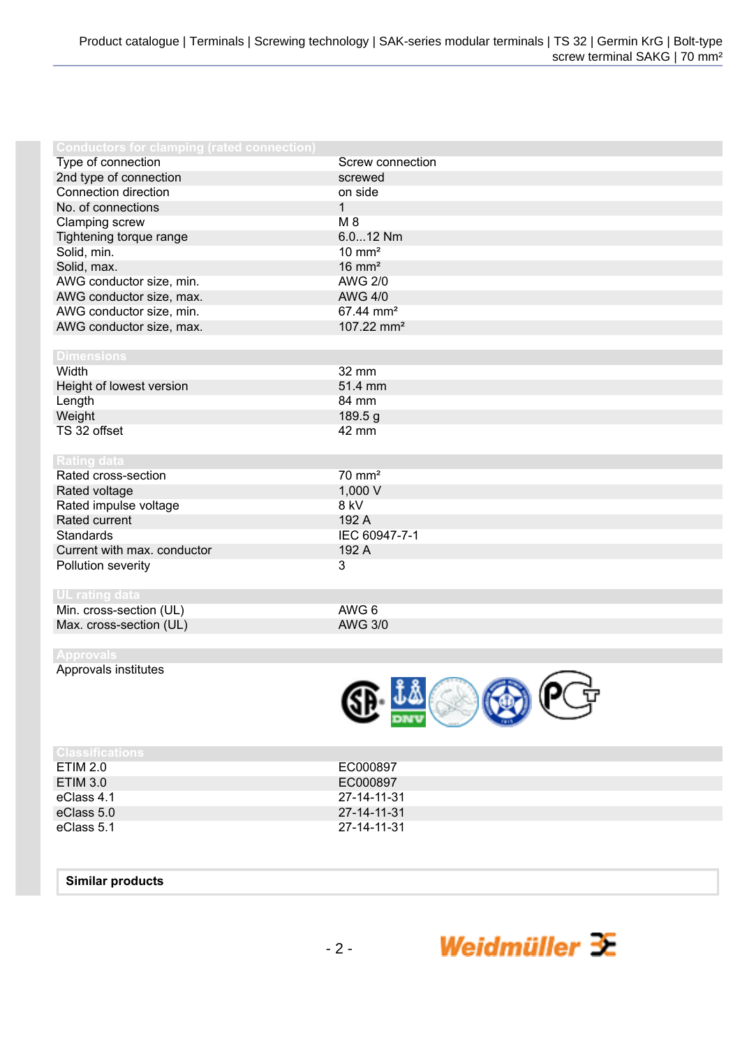## Conductors for clamping (rated connection)

| | |
|---|---|
| Type of connection | Screw connection |
| 2nd type of connection | screwed |
| Connection direction | on side |
| No. of connections | 1 |
| Clamping screw | M 8 |
| Tightening torque range | 6.0...12 Nm |
| Solid, min. | 10 mm² |
| Solid, max. | 16 mm² |
| AWG conductor size, min. | AWG 2/0 |
| AWG conductor size, max. | AWG 4/0 |
| AWG conductor size, min. | 67.44 mm² |
| AWG conductor size, max. | 107.22 mm² |

## Dimensions

| | |
|---|---|
| Width | 32 mm |
| Height of lowest version | 51.4 mm |
| Length | 84 mm |
| Weight | 189.5 g |
| TS 32 offset | 42 mm |

## Rating data

| | |
|---|---|
| Rated cross-section | 70 mm² |
| Rated voltage | 1,000 V |
| Rated impulse voltage | 8 kV |
| Rated current | 192 A |
| Standards | IEC 60947-7-1 |
| Current with max. conductor | 192 A |
| Pollution severity | 3 |

## UL rating data

| | |
|---|---|
| Min. cross-section (UL) | AWG 6 |
| Max. cross-section (UL) | AWG 3/0 |

## Approvals

| | |
|---|---|
| Approvals institutes | |

## Classifications

| | |
|---|---|
| ETIM 2.0 | EC000897 |
| ETIM 3.0 | EC000897 |
| eClass 4.1 | 27-14-11-31 |
| eClass 5.0 | 27-14-11-31 |
| eClass 5.1 | 27-14-11-31 |

**Similar products**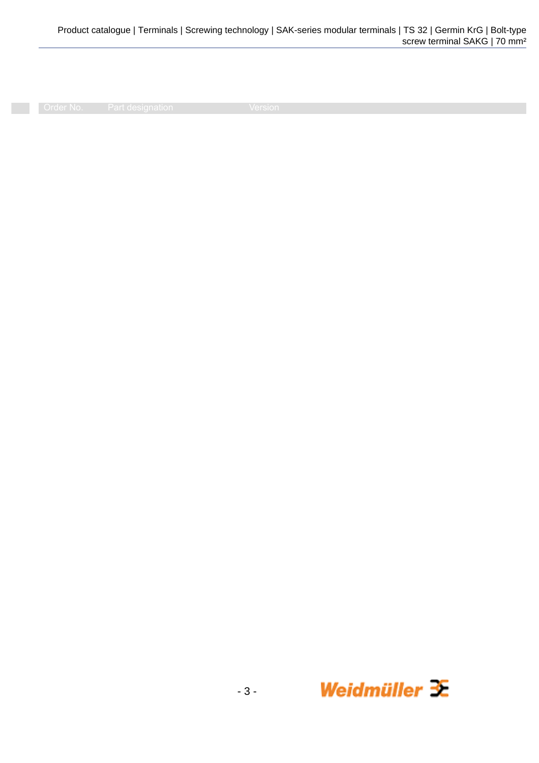| Order No. | Part designation | Version |
| --- | --- | --- |